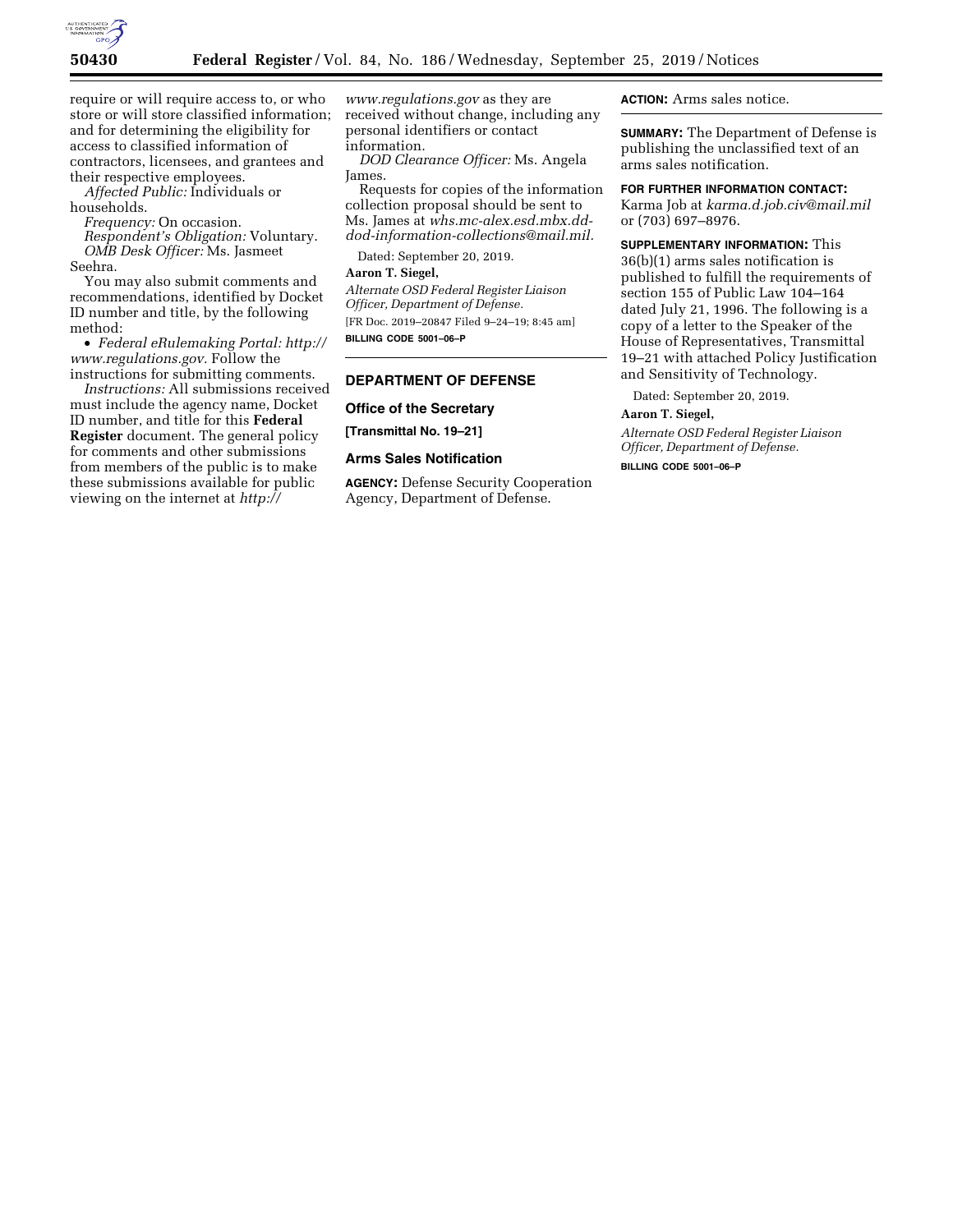require or will require access to, or who store or will store classified information; and for determining the eligibility for access to classified information of contractors, licensees, and grantees and their respective employees.

*Affected Public:* Individuals or households.

*Frequency:* On occasion.

*Respondent's Obligation:* Voluntary.

*OMB Desk Officer:* Ms. Jasmeet Seehra.

You may also submit comments and recommendations, identified by Docket ID number and title, by the following method:

- *Federal eRulemaking Portal: http://www.regulations.gov.* Follow the instructions for submitting comments.

*Instructions:* All submissions received must include the agency name, Docket ID number, and title for this **Federal Register** document. The general policy for comments and other submissions from members of the public is to make these submissions available for public viewing on the internet at *http://www.regulations.gov* as they are received without change, including any personal identifiers or contact information.

*DOD Clearance Officer:* Ms. Angela James.

Requests for copies of the information collection proposal should be sent to Ms. James at *whs.mc-alex.esd.mbx.dd-dod-information-collections@mail.mil.*

Dated: September 20, 2019.

**Aaron T. Siegel,**

*Alternate OSD Federal Register Liaison Officer, Department of Defense.*

[FR Doc. 2019–20847 Filed 9–24–19; 8:45 am]

**BILLING CODE 5001–06–P**

## DEPARTMENT OF DEFENSE

### Office of the Secretary

**[Transmittal No. 19–21]**

### Arms Sales Notification

**AGENCY:** Defense Security Cooperation Agency, Department of Defense.

**ACTION:** Arms sales notice.

**SUMMARY:** The Department of Defense is publishing the unclassified text of an arms sales notification.

**FOR FURTHER INFORMATION CONTACT:** Karma Job at *karma.d.job.civ@mail.mil* or (703) 697–8976.

**SUPPLEMENTARY INFORMATION:** This 36(b)(1) arms sales notification is published to fulfill the requirements of section 155 of Public Law 104–164 dated July 21, 1996. The following is a copy of a letter to the Speaker of the House of Representatives, Transmittal 19–21 with attached Policy Justification and Sensitivity of Technology.

Dated: September 20, 2019.

**Aaron T. Siegel,**

*Alternate OSD Federal Register Liaison Officer, Department of Defense.*

**BILLING CODE 5001–06–P**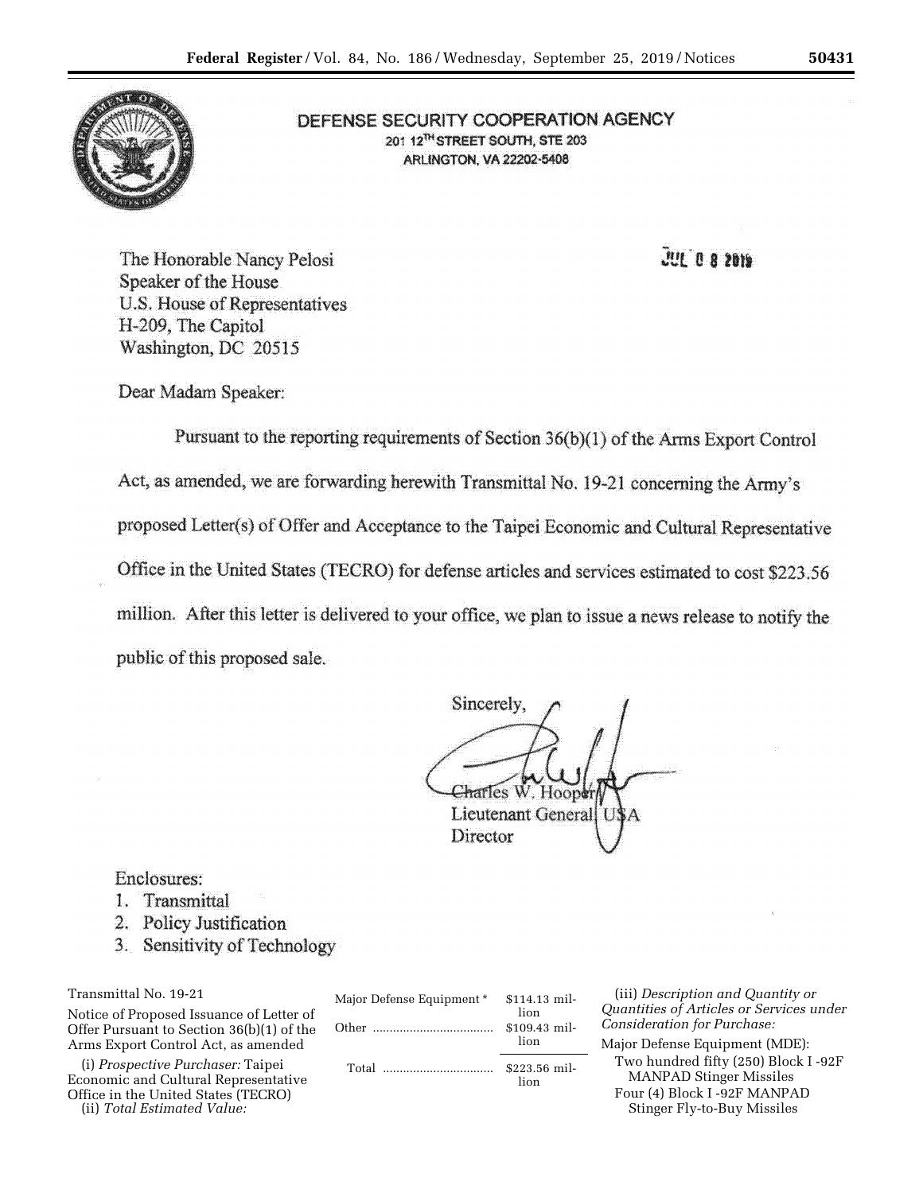# DEFENSE SECURITY COOPERATION AGENCY

201 12TH STREET SOUTH, STE 203
ARLINGTON, VA 22202-5408

JUL 0 8 2019

The Honorable Nancy Pelosi
Speaker of the House
U.S. House of Representatives
H-209, The Capitol
Washington, DC 20515

Dear Madam Speaker:

Pursuant to the reporting requirements of Section 36(b)(1) of the Arms Export Control Act, as amended, we are forwarding herewith Transmittal No. 19-21 concerning the Army's proposed Letter(s) of Offer and Acceptance to the Taipei Economic and Cultural Representative Office in the United States (TECRO) for defense articles and services estimated to cost $223.56 million. After this letter is delivered to your office, we plan to issue a news release to notify the public of this proposed sale.

Sincerely,

Charles W. Hooper
Lieutenant General, USA
Director

Enclosures:

1. Transmittal
2. Policy Justification
3. Sensitivity of Technology

Transmittal No. 19-21

Notice of Proposed Issuance of Letter of Offer Pursuant to Section 36(b)(1) of the Arms Export Control Act, as amended

(i) *Prospective Purchaser:* Taipei Economic and Cultural Representative Office in the United States (TECRO)

(ii) *Total Estimated Value:*

| | |
|---|---|
| Major Defense Equipment * | $114.13 million |
| Other | $109.43 million |
| Total | $223.56 million |

(iii) *Description and Quantity or Quantities of Articles or Services under Consideration for Purchase:*

Major Defense Equipment (MDE):

Two hundred fifty (250) Block I -92F MANPAD Stinger Missiles

Four (4) Block I -92F MANPAD Stinger Fly-to-Buy Missiles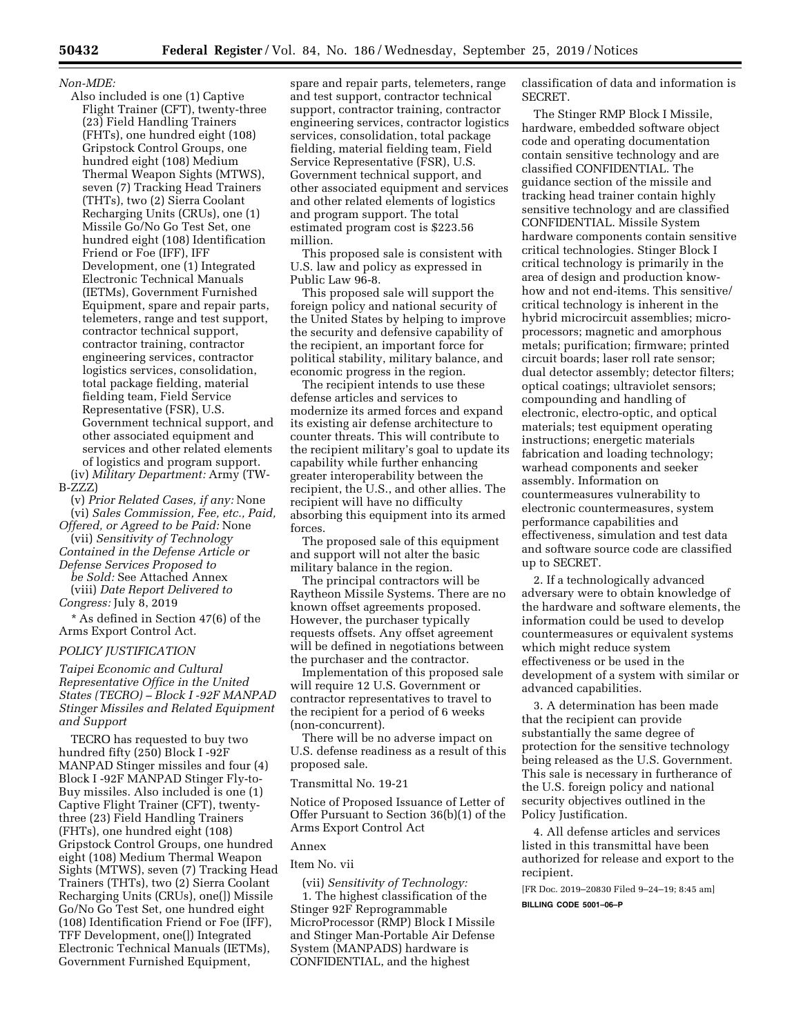*Non-MDE:*

Also included is one (1) Captive Flight Trainer (CFT), twenty-three (23) Field Handling Trainers (FHTs), one hundred eight (108) Gripstock Control Groups, one hundred eight (108) Medium Thermal Weapon Sights (MTWS), seven (7) Tracking Head Trainers (THTs), two (2) Sierra Coolant Recharging Units (CRUs), one (1) Missile Go/No Go Test Set, one hundred eight (108) Identification Friend or Foe (IFF), IFF Development, one (1) Integrated Electronic Technical Manuals (IETMs), Government Furnished Equipment, spare and repair parts, telemeters, range and test support, contractor technical support, contractor training, contractor engineering services, contractor logistics services, consolidation, total package fielding, material fielding team, Field Service Representative (FSR), U.S. Government technical support, and other associated equipment and services and other related elements of logistics and program support.

(iv) *Military Department:* Army (TW-B-ZZZ)

(v) *Prior Related Cases, if any:* None

(vi) *Sales Commission, Fee, etc., Paid, Offered, or Agreed to be Paid:* None

(vii) *Sensitivity of Technology Contained in the Defense Article or Defense Services Proposed to be Sold:* See Attached Annex

(viii) *Date Report Delivered to Congress:* July 8, 2019

* As defined in Section 47(6) of the Arms Export Control Act.

*POLICY JUSTIFICATION*

*Taipei Economic and Cultural Representative Office in the United States (TECRO) – Block I -92F MANPAD Stinger Missiles and Related Equipment and Support*

TECRO has requested to buy two hundred fifty (250) Block I -92F MANPAD Stinger missiles and four (4) Block I -92F MANPAD Stinger Fly-to-Buy missiles. Also included is one (1) Captive Flight Trainer (CFT), twenty-three (23) Field Handling Trainers (FHTs), one hundred eight (108) Gripstock Control Groups, one hundred eight (108) Medium Thermal Weapon Sights (MTWS), seven (7) Tracking Head Trainers (THTs), two (2) Sierra Coolant Recharging Units (CRUs), one(]) Missile Go/No Go Test Set, one hundred eight (108) Identification Friend or Foe (IFF), TFF Development, one(]) Integrated Electronic Technical Manuals (IETMs), Government Furnished Equipment, spare and repair parts, telemeters, range and test support, contractor technical support, contractor training, contractor engineering services, contractor logistics services, consolidation, total package fielding, material fielding team, Field Service Representative (FSR), U.S. Government technical support, and other associated equipment and services and other related elements of logistics and program support. The total estimated program cost is $223.56 million.

This proposed sale is consistent with U.S. law and policy as expressed in Public Law 96-8.

This proposed sale will support the foreign policy and national security of the United States by helping to improve the security and defensive capability of the recipient, an important force for political stability, military balance, and economic progress in the region.

The recipient intends to use these defense articles and services to modernize its armed forces and expand its existing air defense architecture to counter threats. This will contribute to the recipient military's goal to update its capability while further enhancing greater interoperability between the recipient, the U.S., and other allies. The recipient will have no difficulty absorbing this equipment into its armed forces.

The proposed sale of this equipment and support will not alter the basic military balance in the region.

The principal contractors will be Raytheon Missile Systems. There are no known offset agreements proposed. However, the purchaser typically requests offsets. Any offset agreement will be defined in negotiations between the purchaser and the contractor.

Implementation of this proposed sale will require 12 U.S. Government or contractor representatives to travel to the recipient for a period of 6 weeks (non-concurrent).

There will be no adverse impact on U.S. defense readiness as a result of this proposed sale.

Transmittal No. 19-21

Notice of Proposed Issuance of Letter of Offer Pursuant to Section 36(b)(1) of the Arms Export Control Act

Annex

Item No. vii

(vii) *Sensitivity of Technology:*

1. The highest classification of the Stinger 92F Reprogrammable MicroProcessor (RMP) Block I Missile and Stinger Man-Portable Air Defense System (MANPADS) hardware is CONFIDENTIAL, and the highest classification of data and information is SECRET.

The Stinger RMP Block I Missile, hardware, embedded software object code and operating documentation contain sensitive technology and are classified CONFIDENTIAL. The guidance section of the missile and tracking head trainer contain highly sensitive technology and are classified CONFIDENTIAL. Missile System hardware components contain sensitive critical technologies. Stinger Block I critical technology is primarily in the area of design and production know-how and not end-items. This sensitive/critical technology is inherent in the hybrid microcircuit assemblies; micro-processors; magnetic and amorphous metals; purification; firmware; printed circuit boards; laser roll rate sensor; dual detector assembly; detector filters; optical coatings; ultraviolet sensors; compounding and handling of electronic, electro-optic, and optical materials; test equipment operating instructions; energetic materials fabrication and loading technology; warhead components and seeker assembly. Information on countermeasures vulnerability to electronic countermeasures, system performance capabilities and effectiveness, simulation and test data and software source code are classified up to SECRET.

2. If a technologically advanced adversary were to obtain knowledge of the hardware and software elements, the information could be used to develop countermeasures or equivalent systems which might reduce system effectiveness or be used in the development of a system with similar or advanced capabilities.

3. A determination has been made that the recipient can provide substantially the same degree of protection for the sensitive technology being released as the U.S. Government. This sale is necessary in furtherance of the U.S. foreign policy and national security objectives outlined in the Policy Justification.

4. All defense articles and services listed in this transmittal have been authorized for release and export to the recipient.

[FR Doc. 2019–20830 Filed 9–24–19; 8:45 am]

**BILLING CODE 5001–06–P**